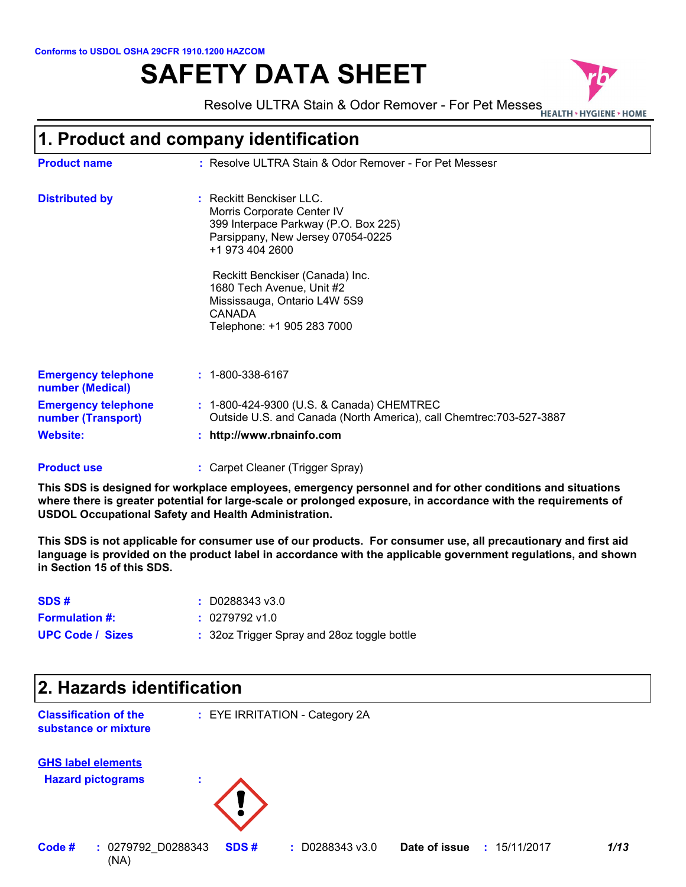Conforms to USDOL OSHA 29CFR 1910.1200 HAZCOM

# SAFETY DATA SHEET

Resolve ULTRA Stain & Odor Remover - For Pet Messes

HEALTH • HYGIENE • HOME

## 1. Product and company identification

**Product name** : Resolve ULTRA Stain & Odor Remover - For Pet Messesr

**Distributed by** : Reckitt Benckiser LLC.
Morris Corporate Center IV
399 Interpace Parkway (P.O. Box 225)
Parsippany, New Jersey 07054-0225
+1 973 404 2600

Reckitt Benckiser (Canada) Inc.
1680 Tech Avenue, Unit #2
Mississauga, Ontario L4W 5S9
CANADA
Telephone: +1 905 283 7000

**Emergency telephone number (Medical)** : 1-800-338-6167

**Emergency telephone number (Transport)** : 1-800-424-9300 (U.S. & Canada) CHEMTREC
Outside U.S. and Canada (North America), call Chemtrec:703-527-3887

**Website:** : **http://www.rbnainfo.com**

**Product use** : Carpet Cleaner (Trigger Spray)

**This SDS is designed for workplace employees, emergency personnel and for other conditions and situations where there is greater potential for large-scale or prolonged exposure, in accordance with the requirements of USDOL Occupational Safety and Health Administration.**

**This SDS is not applicable for consumer use of our products. For consumer use, all precautionary and first aid language is provided on the product label in accordance with the applicable government regulations, and shown in Section 15 of this SDS.**

**SDS #** : D0288343 v3.0

**Formulation #:** : 0279792 v1.0

**UPC Code / Sizes** : 32oz Trigger Spray and 28oz toggle bottle

## 2. Hazards identification

**Classification of the substance or mixture** : EYE IRRITATION - Category 2A

**GHS label elements**

**Hazard pictograms** :

**Code #** : 0279792_D0288343 (NA) **SDS #** : D0288343 v3.0 **Date of issue** : 15/11/2017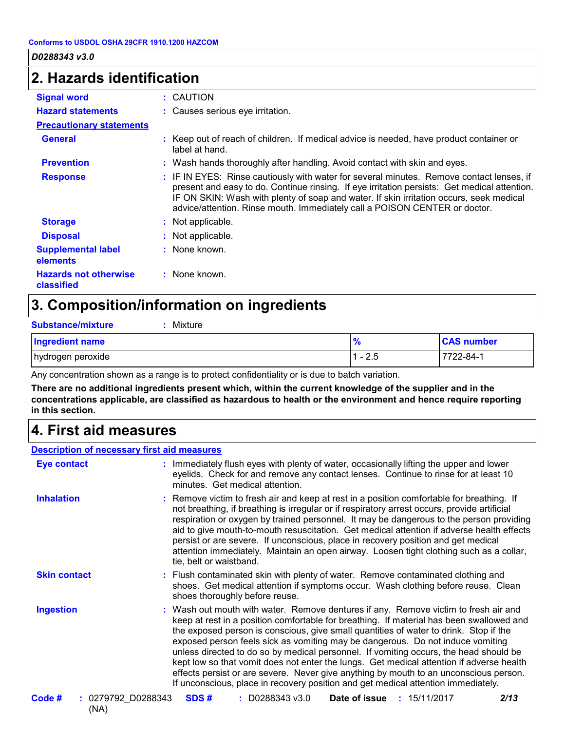Conforms to USDOL OSHA 29CFR 1910.1200 HAZCOM

*D0288343 v3.0*

## 2. Hazards identification

**Signal word** : CAUTION

**Hazard statements** : Causes serious eye irritation.

**Precautionary statements**

**General** : Keep out of reach of children. If medical advice is needed, have product container or label at hand.

**Prevention** : Wash hands thoroughly after handling. Avoid contact with skin and eyes.

**Response** : IF IN EYES: Rinse cautiously with water for several minutes. Remove contact lenses, if present and easy to do. Continue rinsing. If eye irritation persists: Get medical attention. IF ON SKIN: Wash with plenty of soap and water. If skin irritation occurs, seek medical advice/attention. Rinse mouth. Immediately call a POISON CENTER or doctor.

**Storage** : Not applicable.

**Disposal** : Not applicable.

**Supplemental label elements** : None known.

**Hazards not otherwise classified** : None known.

## 3. Composition/information on ingredients

**Substance/mixture** : Mixture

| Ingredient name | % | CAS number |
|---|---|---|
| hydrogen peroxide | 1 - 2.5 | 7722-84-1 |

Any concentration shown as a range is to protect confidentiality or is due to batch variation.

**There are no additional ingredients present which, within the current knowledge of the supplier and in the concentrations applicable, are classified as hazardous to health or the environment and hence require reporting in this section.**

## 4. First aid measures

**Description of necessary first aid measures**

**Eye contact** : Immediately flush eyes with plenty of water, occasionally lifting the upper and lower eyelids. Check for and remove any contact lenses. Continue to rinse for at least 10 minutes. Get medical attention.

**Inhalation** : Remove victim to fresh air and keep at rest in a position comfortable for breathing. If not breathing, if breathing is irregular or if respiratory arrest occurs, provide artificial respiration or oxygen by trained personnel. It may be dangerous to the person providing aid to give mouth-to-mouth resuscitation. Get medical attention if adverse health effects persist or are severe. If unconscious, place in recovery position and get medical attention immediately. Maintain an open airway. Loosen tight clothing such as a collar, tie, belt or waistband.

**Skin contact** : Flush contaminated skin with plenty of water. Remove contaminated clothing and shoes. Get medical attention if symptoms occur. Wash clothing before reuse. Clean shoes thoroughly before reuse.

**Ingestion** : Wash out mouth with water. Remove dentures if any. Remove victim to fresh air and keep at rest in a position comfortable for breathing. If material has been swallowed and the exposed person is conscious, give small quantities of water to drink. Stop if the exposed person feels sick as vomiting may be dangerous. Do not induce vomiting unless directed to do so by medical personnel. If vomiting occurs, the head should be kept low so that vomit does not enter the lungs. Get medical attention if adverse health effects persist or are severe. Never give anything by mouth to an unconscious person. If unconscious, place in recovery position and get medical attention immediately.

**Code #** : 0279792_D0288343 (NA) **SDS #** : D0288343 v3.0 **Date of issue** : 15/11/2017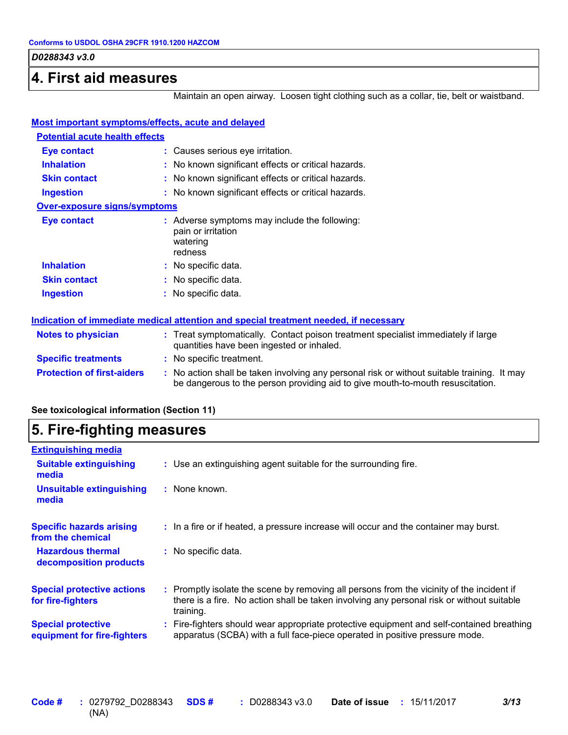## 4. First aid measures

Maintain an open airway. Loosen tight clothing such as a collar, tie, belt or waistband.

### Most important symptoms/effects, acute and delayed

#### Potential acute health effects

| | |
|---|---|
| **Eye contact** | : Causes serious eye irritation. |
| **Inhalation** | : No known significant effects or critical hazards. |
| **Skin contact** | : No known significant effects or critical hazards. |
| **Ingestion** | : No known significant effects or critical hazards. |

#### Over-exposure signs/symptoms

| | |
|---|---|
| **Eye contact** | : Adverse symptoms may include the following: pain or irritation watering redness |
| **Inhalation** | : No specific data. |
| **Skin contact** | : No specific data. |
| **Ingestion** | : No specific data. |

### Indication of immediate medical attention and special treatment needed, if necessary

| | |
|---|---|
| **Notes to physician** | : Treat symptomatically. Contact poison treatment specialist immediately if large quantities have been ingested or inhaled. |
| **Specific treatments** | : No specific treatment. |
| **Protection of first-aiders** | : No action shall be taken involving any personal risk or without suitable training. It may be dangerous to the person providing aid to give mouth-to-mouth resuscitation. |

**See toxicological information (Section 11)**

## 5. Fire-fighting measures

### Extinguishing media

| | |
|---|---|
| **Suitable extinguishing media** | : Use an extinguishing agent suitable for the surrounding fire. |
| **Unsuitable extinguishing media** | : None known. |

| | |
|---|---|
| **Specific hazards arising from the chemical** | : In a fire or if heated, a pressure increase will occur and the container may burst. |
| **Hazardous thermal decomposition products** | : No specific data. |

| | |
|---|---|
| **Special protective actions for fire-fighters** | : Promptly isolate the scene by removing all persons from the vicinity of the incident if there is a fire. No action shall be taken involving any personal risk or without suitable training. |
| **Special protective equipment for fire-fighters** | : Fire-fighters should wear appropriate protective equipment and self-contained breathing apparatus (SCBA) with a full face-piece operated in positive pressure mode. |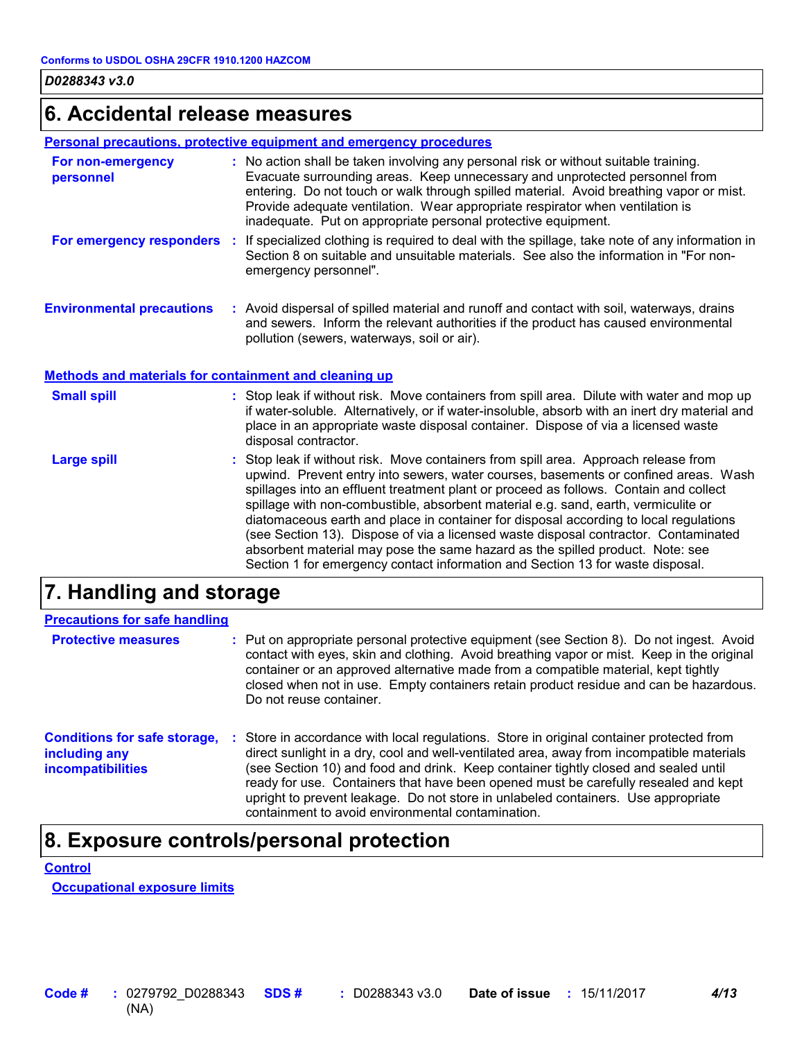## 6. Accidental release measures

### Personal precautions, protective equipment and emergency procedures

**For non-emergency personnel** : No action shall be taken involving any personal risk or without suitable training. Evacuate surrounding areas. Keep unnecessary and unprotected personnel from entering. Do not touch or walk through spilled material. Avoid breathing vapor or mist. Provide adequate ventilation. Wear appropriate respirator when ventilation is inadequate. Put on appropriate personal protective equipment.

**For emergency responders** : If specialized clothing is required to deal with the spillage, take note of any information in Section 8 on suitable and unsuitable materials. See also the information in "For non-emergency personnel".

**Environmental precautions** : Avoid dispersal of spilled material and runoff and contact with soil, waterways, drains and sewers. Inform the relevant authorities if the product has caused environmental pollution (sewers, waterways, soil or air).

### Methods and materials for containment and cleaning up

**Small spill** : Stop leak if without risk. Move containers from spill area. Dilute with water and mop up if water-soluble. Alternatively, or if water-insoluble, absorb with an inert dry material and place in an appropriate waste disposal container. Dispose of via a licensed waste disposal contractor.

**Large spill** : Stop leak if without risk. Move containers from spill area. Approach release from upwind. Prevent entry into sewers, water courses, basements or confined areas. Wash spillages into an effluent treatment plant or proceed as follows. Contain and collect spillage with non-combustible, absorbent material e.g. sand, earth, vermiculite or diatomaceous earth and place in container for disposal according to local regulations (see Section 13). Dispose of via a licensed waste disposal contractor. Contaminated absorbent material may pose the same hazard as the spilled product. Note: see Section 1 for emergency contact information and Section 13 for waste disposal.

## 7. Handling and storage

### Precautions for safe handling

**Protective measures** : Put on appropriate personal protective equipment (see Section 8). Do not ingest. Avoid contact with eyes, skin and clothing. Avoid breathing vapor or mist. Keep in the original container or an approved alternative made from a compatible material, kept tightly closed when not in use. Empty containers retain product residue and can be hazardous. Do not reuse container.

**Conditions for safe storage, including any incompatibilities** : Store in accordance with local regulations. Store in original container protected from direct sunlight in a dry, cool and well-ventilated area, away from incompatible materials (see Section 10) and food and drink. Keep container tightly closed and sealed until ready for use. Containers that have been opened must be carefully resealed and kept upright to prevent leakage. Do not store in unlabeled containers. Use appropriate containment to avoid environmental contamination.

## 8. Exposure controls/personal protection

### Control

#### Occupational exposure limits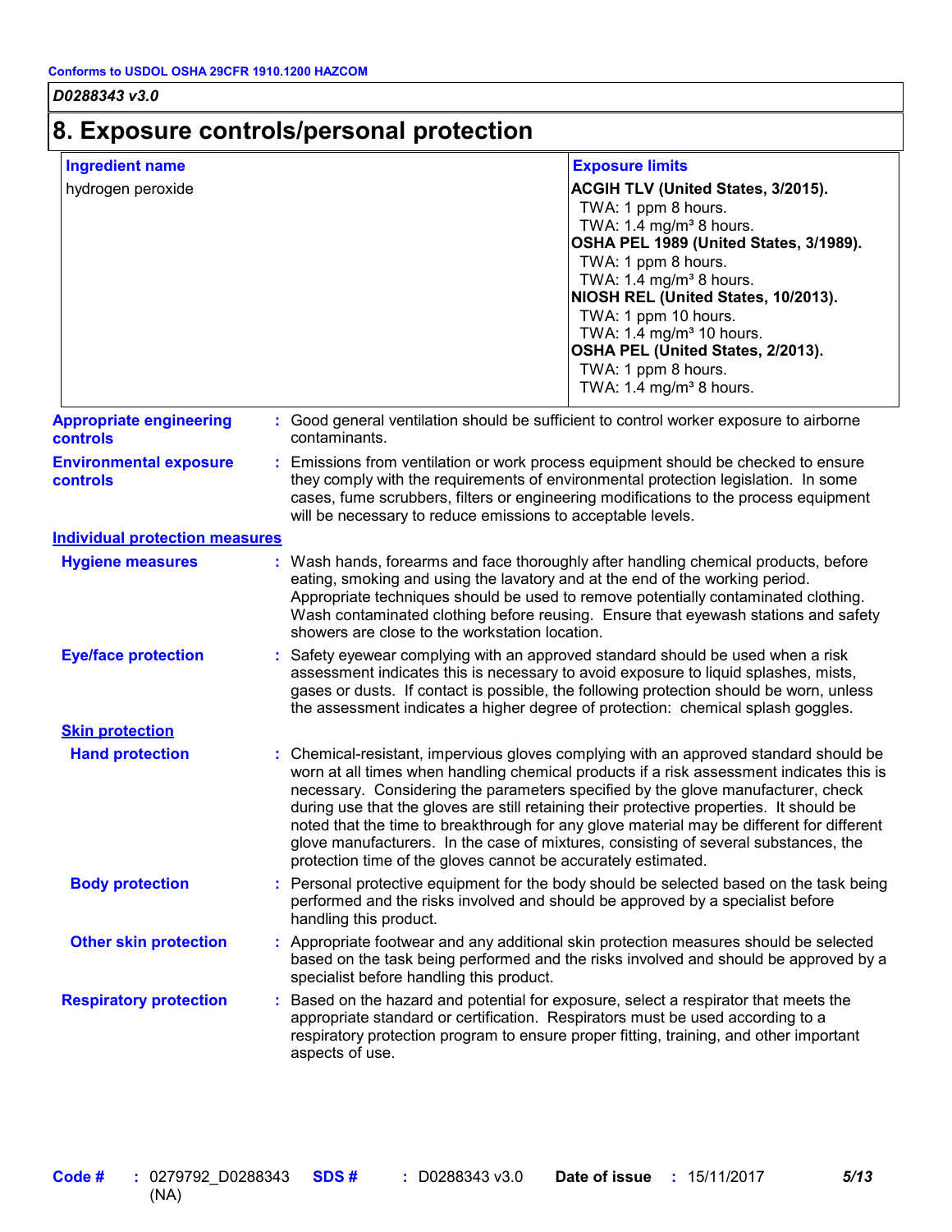Conforms to USDOL OSHA 29CFR 1910.1200 HAZCOM

*D0288343 v3.0*

# 8. Exposure controls/personal protection

| Ingredient name | Exposure limits |
|---|---|
| hydrogen peroxide | **ACGIH TLV (United States, 3/2015).**<br>TWA: 1 ppm 8 hours.<br>TWA: 1.4 mg/m³ 8 hours.<br>**OSHA PEL 1989 (United States, 3/1989).**<br>TWA: 1 ppm 8 hours.<br>TWA: 1.4 mg/m³ 8 hours.<br>**NIOSH REL (United States, 10/2013).**<br>TWA: 1 ppm 10 hours.<br>TWA: 1.4 mg/m³ 10 hours.<br>**OSHA PEL (United States, 2/2013).**<br>TWA: 1 ppm 8 hours.<br>TWA: 1.4 mg/m³ 8 hours. |

**Appropriate engineering controls** : Good general ventilation should be sufficient to control worker exposure to airborne contaminants.

**Environmental exposure controls** : Emissions from ventilation or work process equipment should be checked to ensure they comply with the requirements of environmental protection legislation. In some cases, fume scrubbers, filters or engineering modifications to the process equipment will be necessary to reduce emissions to acceptable levels.

## Individual protection measures

**Hygiene measures** : Wash hands, forearms and face thoroughly after handling chemical products, before eating, smoking and using the lavatory and at the end of the working period. Appropriate techniques should be used to remove potentially contaminated clothing. Wash contaminated clothing before reusing. Ensure that eyewash stations and safety showers are close to the workstation location.

**Eye/face protection** : Safety eyewear complying with an approved standard should be used when a risk assessment indicates this is necessary to avoid exposure to liquid splashes, mists, gases or dusts. If contact is possible, the following protection should be worn, unless the assessment indicates a higher degree of protection: chemical splash goggles.

### Skin protection

**Hand protection** : Chemical-resistant, impervious gloves complying with an approved standard should be worn at all times when handling chemical products if a risk assessment indicates this is necessary. Considering the parameters specified by the glove manufacturer, check during use that the gloves are still retaining their protective properties. It should be noted that the time to breakthrough for any glove material may be different for different glove manufacturers. In the case of mixtures, consisting of several substances, the protection time of the gloves cannot be accurately estimated.

**Body protection** : Personal protective equipment for the body should be selected based on the task being performed and the risks involved and should be approved by a specialist before handling this product.

**Other skin protection** : Appropriate footwear and any additional skin protection measures should be selected based on the task being performed and the risks involved and should be approved by a specialist before handling this product.

**Respiratory protection** : Based on the hazard and potential for exposure, select a respirator that meets the appropriate standard or certification. Respirators must be used according to a respiratory protection program to ensure proper fitting, training, and other important aspects of use.

**Code #** : 0279792_D0288343 (NA) **SDS #** : D0288343 v3.0 **Date of issue** : 15/11/2017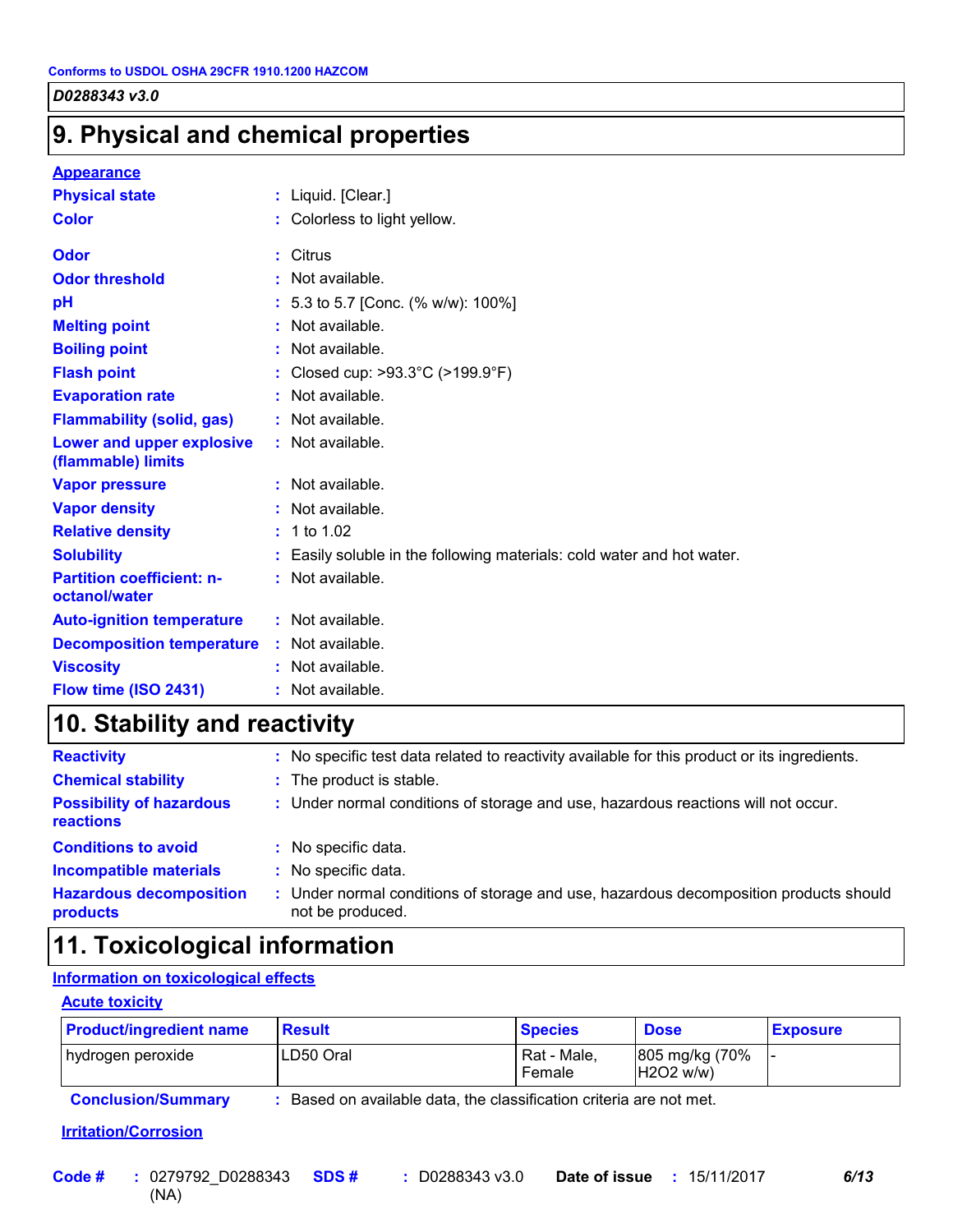## 9. Physical and chemical properties

**Appearance**

| | |
|---|---|
| **Physical state** | : Liquid. [Clear.] |
| **Color** | : Colorless to light yellow. |
| **Odor** | : Citrus |
| **Odor threshold** | : Not available. |
| **pH** | : 5.3 to 5.7 [Conc. (% w/w): 100%] |
| **Melting point** | : Not available. |
| **Boiling point** | : Not available. |
| **Flash point** | : Closed cup: >93.3°C (>199.9°F) |
| **Evaporation rate** | : Not available. |
| **Flammability (solid, gas)** | : Not available. |
| **Lower and upper explosive (flammable) limits** | : Not available. |
| **Vapor pressure** | : Not available. |
| **Vapor density** | : Not available. |
| **Relative density** | : 1 to 1.02 |
| **Solubility** | : Easily soluble in the following materials: cold water and hot water. |
| **Partition coefficient: n-octanol/water** | : Not available. |
| **Auto-ignition temperature** | : Not available. |
| **Decomposition temperature** | : Not available. |
| **Viscosity** | : Not available. |
| **Flow time (ISO 2431)** | : Not available. |

## 10. Stability and reactivity

| | |
|---|---|
| **Reactivity** | : No specific test data related to reactivity available for this product or its ingredients. |
| **Chemical stability** | : The product is stable. |
| **Possibility of hazardous reactions** | : Under normal conditions of storage and use, hazardous reactions will not occur. |
| **Conditions to avoid** | : No specific data. |
| **Incompatible materials** | : No specific data. |
| **Hazardous decomposition products** | : Under normal conditions of storage and use, hazardous decomposition products should not be produced. |

## 11. Toxicological information

**Information on toxicological effects**

**Acute toxicity**

| Product/ingredient name | Result | Species | Dose | Exposure |
|---|---|---|---|---|
| hydrogen peroxide | LD50 Oral | Rat - Male, Female | 805 mg/kg (70% $H_2O_2$ w/w) | - |

**Conclusion/Summary** : Based on available data, the classification criteria are not met.

**Irritation/Corrosion**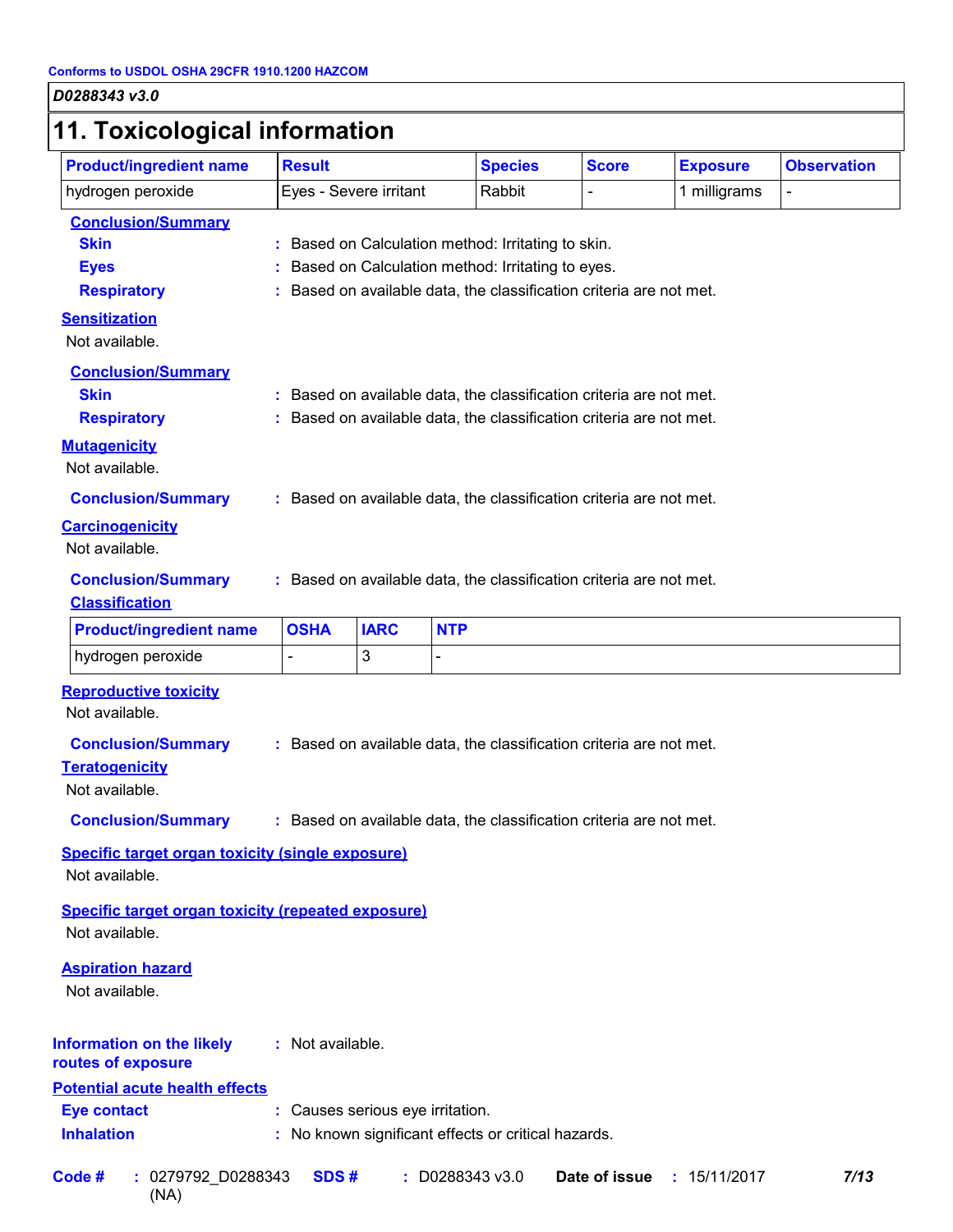## 11. Toxicological information

| Product/ingredient name | Result | Species | Score | Exposure | Observation |
|---|---|---|---|---|---|
| hydrogen peroxide | Eyes - Severe irritant | Rabbit | - | 1 milligrams | - |

**Conclusion/Summary**

**Skin** : Based on Calculation method: Irritating to skin.

**Eyes** : Based on Calculation method: Irritating to eyes.

**Respiratory** : Based on available data, the classification criteria are not met.

**Sensitization**

Not available.

**Conclusion/Summary**

**Skin** : Based on available data, the classification criteria are not met.

**Respiratory** : Based on available data, the classification criteria are not met.

**Mutagenicity**

Not available.

**Conclusion/Summary** : Based on available data, the classification criteria are not met.

**Carcinogenicity**

Not available.

**Conclusion/Summary** : Based on available data, the classification criteria are not met.

**Classification**

| Product/ingredient name | OSHA | IARC | NTP |
|---|---|---|---|
| hydrogen peroxide | - | 3 | - |

**Reproductive toxicity**

Not available.

**Conclusion/Summary** : Based on available data, the classification criteria are not met.

**Teratogenicity**

Not available.

**Conclusion/Summary** : Based on available data, the classification criteria are not met.

**Specific target organ toxicity (single exposure)**

Not available.

**Specific target organ toxicity (repeated exposure)**

Not available.

**Aspiration hazard**

Not available.

**Information on the likely routes of exposure** : Not available.

**Potential acute health effects**

**Eye contact** : Causes serious eye irritation.

**Inhalation** : No known significant effects or critical hazards.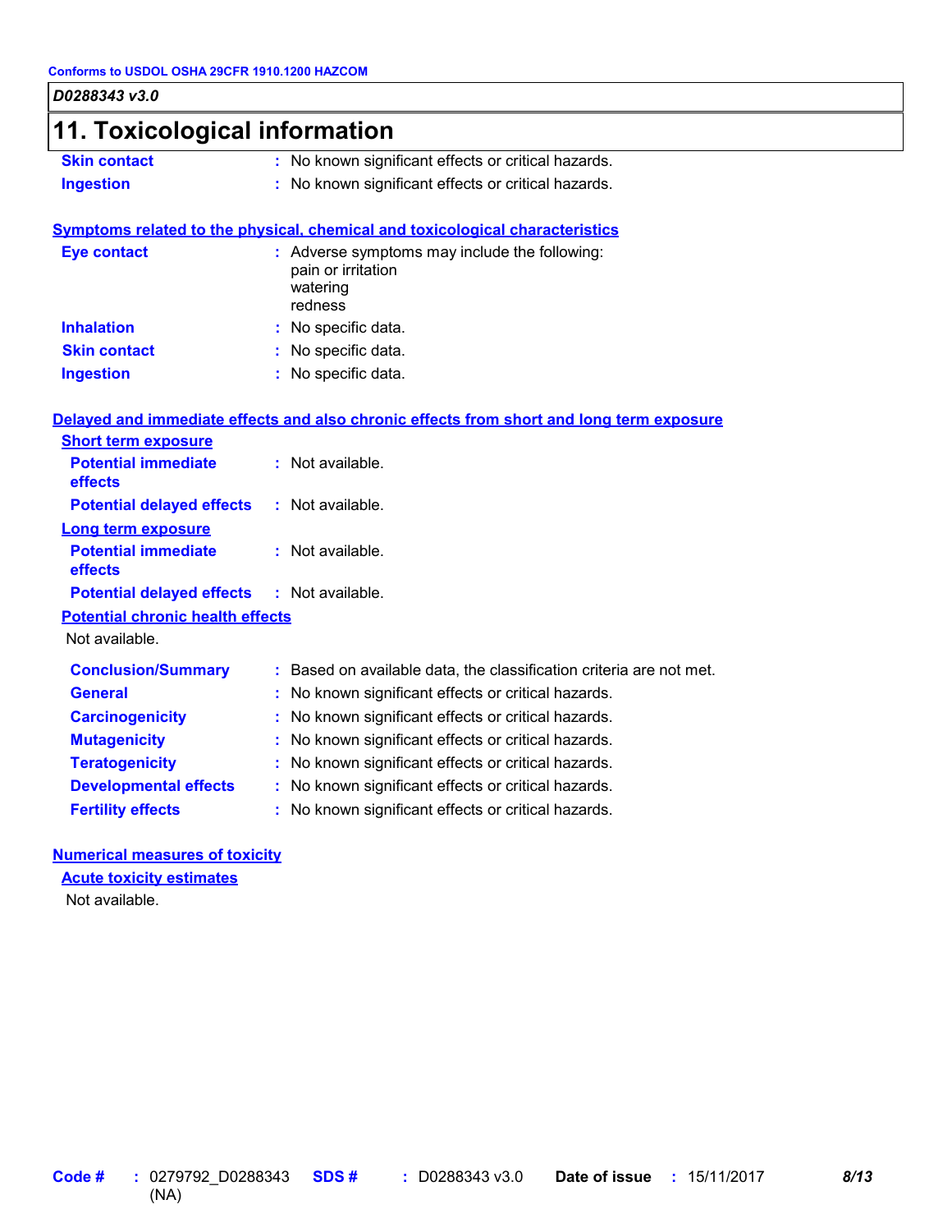## 11. Toxicological information

**Skin contact** : No known significant effects or critical hazards.

**Ingestion** : No known significant effects or critical hazards.

### Symptoms related to the physical, chemical and toxicological characteristics

**Eye contact** : Adverse symptoms may include the following:
pain or irritation
watering
redness

**Inhalation** : No specific data.

**Skin contact** : No specific data.

**Ingestion** : No specific data.

### Delayed and immediate effects and also chronic effects from short and long term exposure

**Short term exposure**

**Potential immediate effects** : Not available.

**Potential delayed effects** : Not available.

**Long term exposure**

**Potential immediate effects** : Not available.

**Potential delayed effects** : Not available.

**Potential chronic health effects**

Not available.

**Conclusion/Summary** : Based on available data, the classification criteria are not met.

**General** : No known significant effects or critical hazards.

**Carcinogenicity** : No known significant effects or critical hazards.

**Mutagenicity** : No known significant effects or critical hazards.

**Teratogenicity** : No known significant effects or critical hazards.

**Developmental effects** : No known significant effects or critical hazards.

**Fertility effects** : No known significant effects or critical hazards.

### Numerical measures of toxicity

**Acute toxicity estimates**

Not available.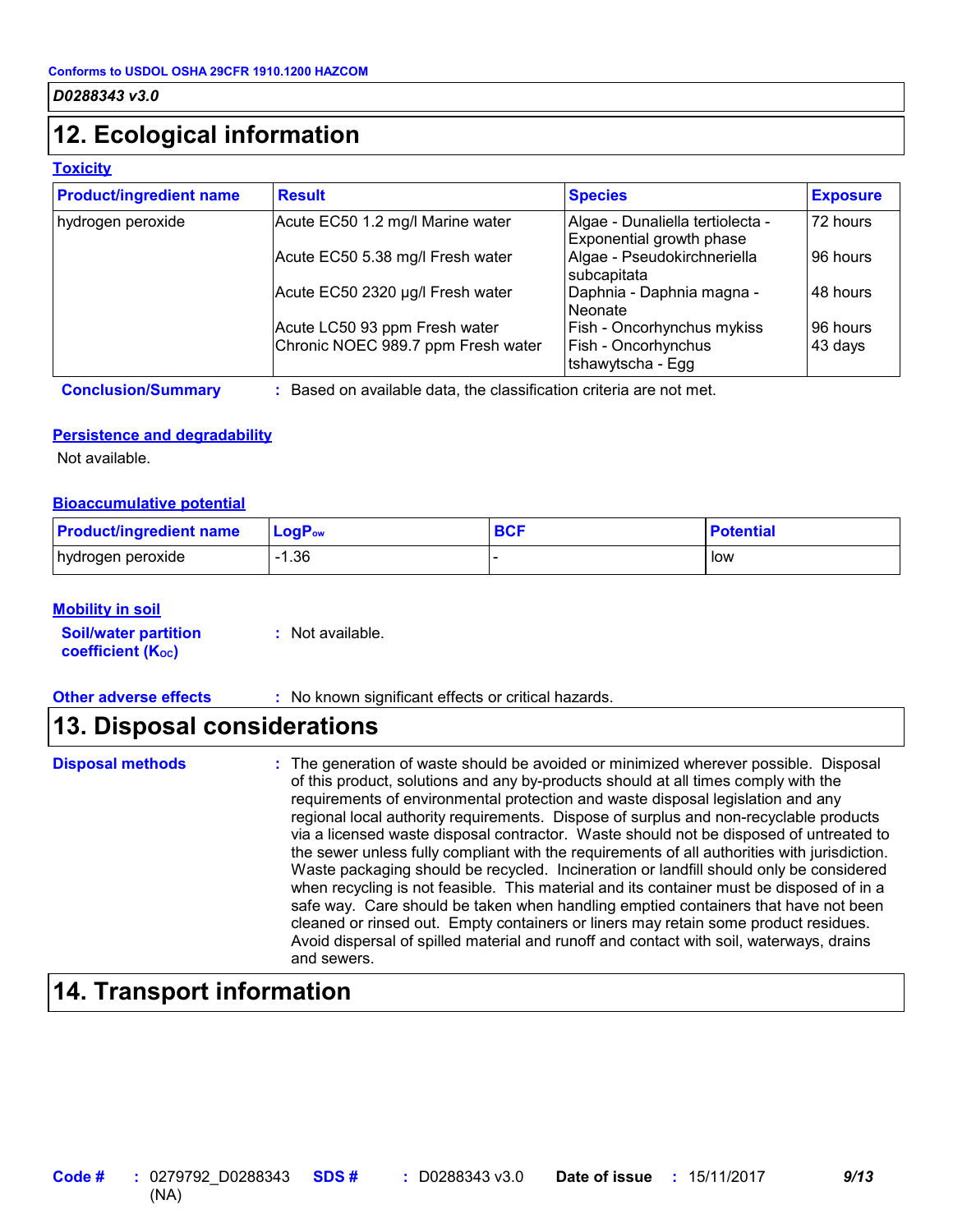## 12. Ecological information

### Toxicity

| Product/ingredient name | Result | Species | Exposure |
|---|---|---|---|
| hydrogen peroxide | Acute EC50 1.2 mg/l Marine water | Algae - Dunaliella tertiolecta - Exponential growth phase | 72 hours |
| | Acute EC50 5.38 mg/l Fresh water | Algae - Pseudokirchneriella subcapitata | 96 hours |
| | Acute EC50 2320 µg/l Fresh water | Daphnia - Daphnia magna - Neonate | 48 hours |
| | Acute LC50 93 ppm Fresh water | Fish - Oncorhynchus mykiss | 96 hours |
| | Chronic NOEC 989.7 ppm Fresh water | Fish - Oncorhynchus tshawytscha - Egg | 43 days |

**Conclusion/Summary** : Based on available data, the classification criteria are not met.

### Persistence and degradability

Not available.

### Bioaccumulative potential

| Product/ingredient name | $LogP_{ow}$ | BCF | Potential |
|---|---|---|---|
| hydrogen peroxide | -1.36 | - | low |

### Mobility in soil

**Soil/water partition coefficient ($K_{OC}$)** : Not available.

**Other adverse effects** : No known significant effects or critical hazards.

## 13. Disposal considerations

**Disposal methods** : The generation of waste should be avoided or minimized wherever possible. Disposal of this product, solutions and any by-products should at all times comply with the requirements of environmental protection and waste disposal legislation and any regional local authority requirements. Dispose of surplus and non-recyclable products via a licensed waste disposal contractor. Waste should not be disposed of untreated to the sewer unless fully compliant with the requirements of all authorities with jurisdiction. Waste packaging should be recycled. Incineration or landfill should only be considered when recycling is not feasible. This material and its container must be disposed of in a safe way. Care should be taken when handling emptied containers that have not been cleaned or rinsed out. Empty containers or liners may retain some product residues. Avoid dispersal of spilled material and runoff and contact with soil, waterways, drains and sewers.

## 14. Transport information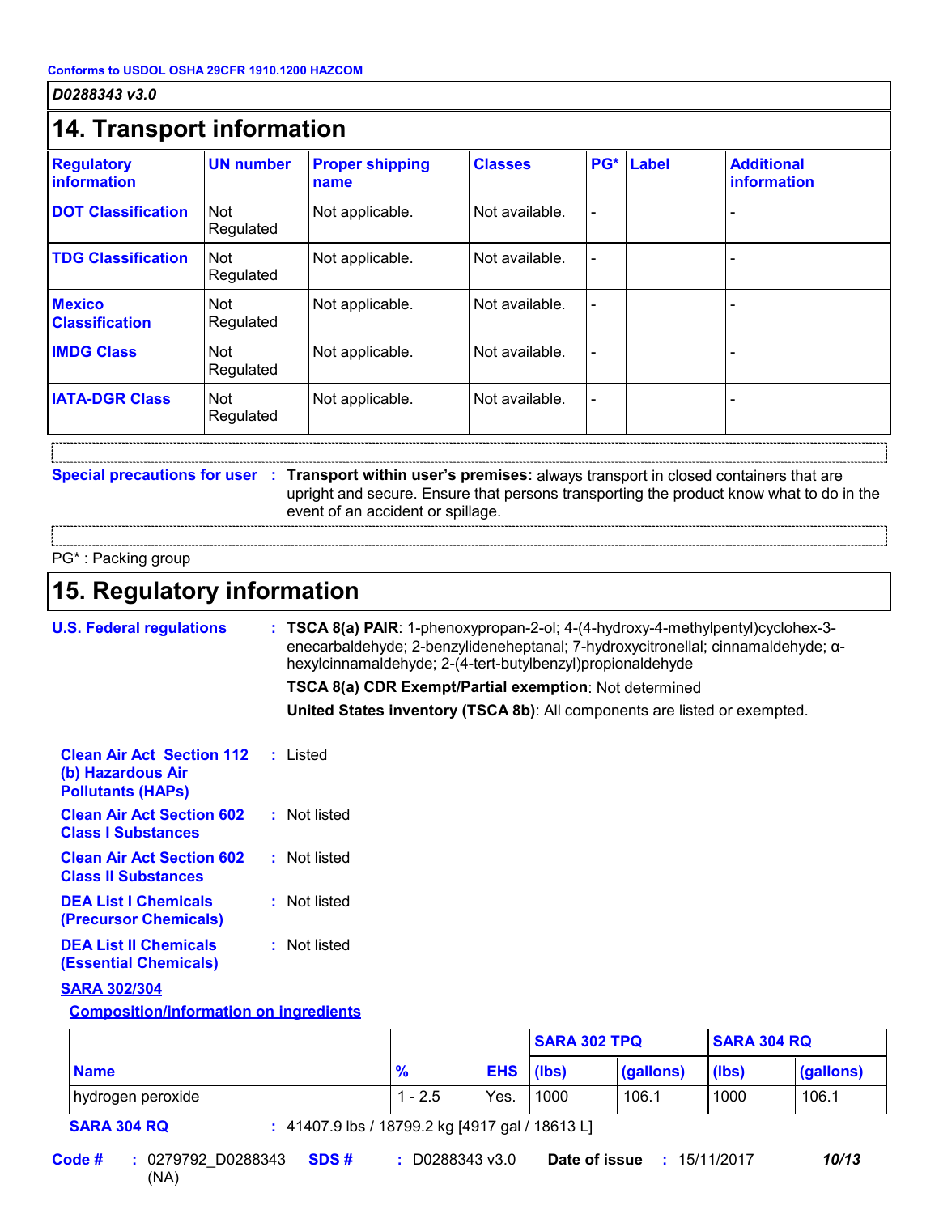Conforms to USDOL OSHA 29CFR 1910.1200 HAZCOM

*D0288343 v3.0*

## 14. Transport information

| Regulatory information | UN number | Proper shipping name | Classes | PG* | Label | Additional information |
|---|---|---|---|---|---|---|
| **DOT Classification** | Not Regulated | Not applicable. | Not available. | - | | - |
| **TDG Classification** | Not Regulated | Not applicable. | Not available. | - | | - |
| **Mexico Classification** | Not Regulated | Not applicable. | Not available. | - | | - |
| **IMDG Class** | Not Regulated | Not applicable. | Not available. | - | | - |
| **IATA-DGR Class** | Not Regulated | Not applicable. | Not available. | - | | - |

**Special precautions for user** : **Transport within user's premises:** always transport in closed containers that are upright and secure. Ensure that persons transporting the product know what to do in the event of an accident or spillage.

PG* : Packing group

## 15. Regulatory information

**U.S. Federal regulations** : **TSCA 8(a) PAIR**: 1-phenoxypropan-2-ol; 4-(4-hydroxy-4-methylpentyl)cyclohex-3-enecarbaldehyde; 2-benzylideneheptanal; 7-hydroxycitronellal; cinnamaldehyde; α-hexylcinnamaldehyde; 2-(4-tert-butylbenzyl)propionaldehyde

**TSCA 8(a) CDR Exempt/Partial exemption**: Not determined

**United States inventory (TSCA 8b)**: All components are listed or exempted.

**Clean Air Act Section 112 (b) Hazardous Air Pollutants (HAPs)** : Listed

**Clean Air Act Section 602 Class I Substances** : Not listed

**Clean Air Act Section 602 Class II Substances** : Not listed

**DEA List I Chemicals (Precursor Chemicals)** : Not listed

**DEA List II Chemicals (Essential Chemicals)** : Not listed

**SARA 302/304**

**Composition/information on ingredients**

| | | | SARA 302 TPQ | | SARA 304 RQ | |
|---|---|---|---|---|---|---|
| **Name** | **%** | **EHS** | **(lbs)** | **(gallons)** | **(lbs)** | **(gallons)** |
| hydrogen peroxide | 1 - 2.5 | Yes. | 1000 | 106.1 | 1000 | 106.1 |

**SARA 304 RQ** : 41407.9 lbs / 18799.2 kg [4917 gal / 18613 L]

**Code #** : 0279792_D0288343 (NA) **SDS #** : D0288343 v3.0 **Date of issue** : 15/11/2017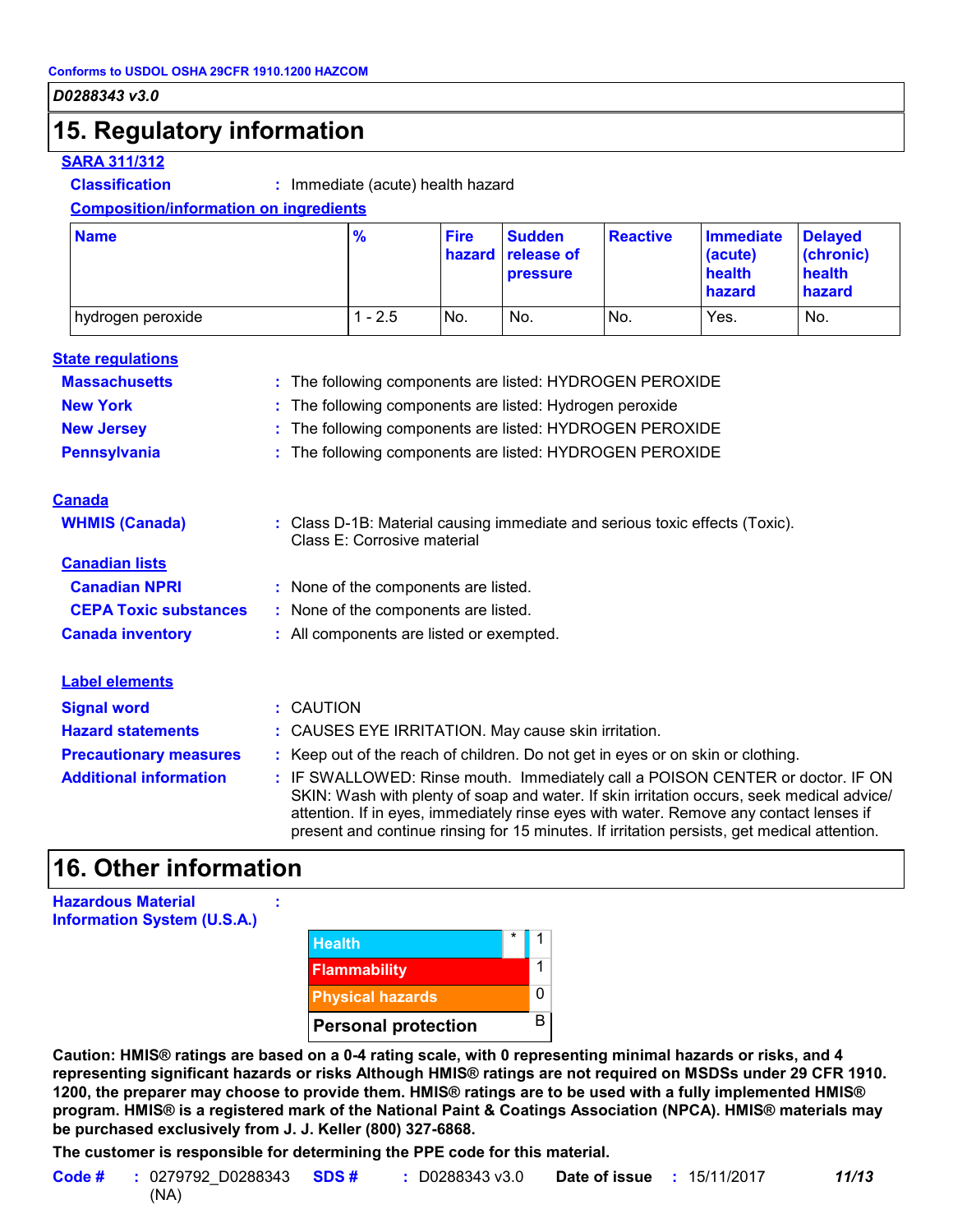Conforms to USDOL OSHA 29CFR 1910.1200 HAZCOM

*D0288343 v3.0*

## 15. Regulatory information

**SARA 311/312**

**Classification** : Immediate (acute) health hazard

**Composition/information on ingredients**

| Name | % | Fire hazard | Sudden release of pressure | Reactive | Immediate (acute) health hazard | Delayed (chronic) health hazard |
|---|---|---|---|---|---|---|
| hydrogen peroxide | 1 - 2.5 | No. | No. | No. | Yes. | No. |

**State regulations**

**Massachusetts** : The following components are listed: HYDROGEN PEROXIDE

**New York** : The following components are listed: Hydrogen peroxide

**New Jersey** : The following components are listed: HYDROGEN PEROXIDE

**Pennsylvania** : The following components are listed: HYDROGEN PEROXIDE

**Canada**

**WHMIS (Canada)** : Class D-1B: Material causing immediate and serious toxic effects (Toxic). Class E: Corrosive material

**Canadian lists**

**Canadian NPRI** : None of the components are listed.

**CEPA Toxic substances** : None of the components are listed.

**Canada inventory** : All components are listed or exempted.

**Label elements**

**Signal word** : CAUTION

**Hazard statements** : CAUSES EYE IRRITATION. May cause skin irritation.

**Precautionary measures** : Keep out of the reach of children. Do not get in eyes or on skin or clothing.

**Additional information** : IF SWALLOWED: Rinse mouth. Immediately call a POISON CENTER or doctor. IF ON SKIN: Wash with plenty of soap and water. If skin irritation occurs, seek medical advice/ attention. If in eyes, immediately rinse eyes with water. Remove any contact lenses if present and continue rinsing for 15 minutes. If irritation persists, get medical attention.

## 16. Other information

**Hazardous Material Information System (U.S.A.)** :

| | | |
|---|---|---|
| Health | * | 1 |
| Flammability | | 1 |
| Physical hazards | | 0 |
| Personal protection | | B |

**Caution: HMIS® ratings are based on a 0-4 rating scale, with 0 representing minimal hazards or risks, and 4 representing significant hazards or risks Although HMIS® ratings are not required on MSDSs under 29 CFR 1910. 1200, the preparer may choose to provide them. HMIS® ratings are to be used with a fully implemented HMIS® program. HMIS® is a registered mark of the National Paint & Coatings Association (NPCA). HMIS® materials may be purchased exclusively from J. J. Keller (800) 327-6868.**

**The customer is responsible for determining the PPE code for this material.**

**Code #** : 0279792_D0288343 (NA) **SDS #** : D0288343 v3.0 **Date of issue** : 15/11/2017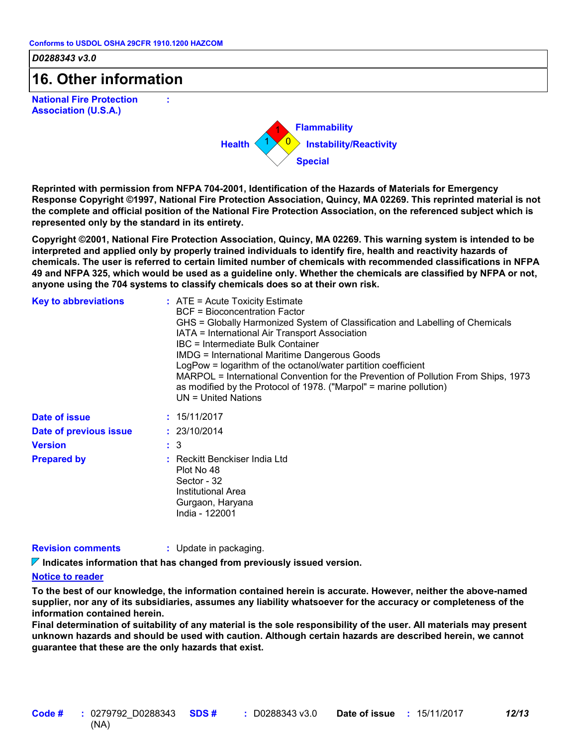**Conforms to USDOL OSHA 29CFR 1910.1200 HAZCOM**

*D0288343 v3.0*

## 16. Other information

**National Fire Protection Association (U.S.A.)** :

Flammability: 1
Health: 1
Instability/Reactivity: 0
Special:

**Reprinted with permission from NFPA 704-2001, Identification of the Hazards of Materials for Emergency Response Copyright ©1997, National Fire Protection Association, Quincy, MA 02269. This reprinted material is not the complete and official position of the National Fire Protection Association, on the referenced subject which is represented only by the standard in its entirety.**

**Copyright ©2001, National Fire Protection Association, Quincy, MA 02269. This warning system is intended to be interpreted and applied only by properly trained individuals to identify fire, health and reactivity hazards of chemicals. The user is referred to certain limited number of chemicals with recommended classifications in NFPA 49 and NFPA 325, which would be used as a guideline only. Whether the chemicals are classified by NFPA or not, anyone using the 704 systems to classify chemicals does so at their own risk.**

**Key to abbreviations** : ATE = Acute Toxicity Estimate
BCF = Bioconcentration Factor
GHS = Globally Harmonized System of Classification and Labelling of Chemicals
IATA = International Air Transport Association
IBC = Intermediate Bulk Container
IMDG = International Maritime Dangerous Goods
LogPow = logarithm of the octanol/water partition coefficient
MARPOL = International Convention for the Prevention of Pollution From Ships, 1973 as modified by the Protocol of 1978. ("Marpol" = marine pollution)
UN = United Nations

**Date of issue** : 15/11/2017

**Date of previous issue** : 23/10/2014

**Version** : 3

**Prepared by** : Reckitt Benckiser India Ltd
Plot No 48
Sector - 32
Institutional Area
Gurgaon, Haryana
India - 122001

**Revision comments** : Update in packaging.

**Indicates information that has changed from previously issued version.**

**Notice to reader**

**To the best of our knowledge, the information contained herein is accurate. However, neither the above-named supplier, nor any of its subsidiaries, assumes any liability whatsoever for the accuracy or completeness of the information contained herein.**
**Final determination of suitability of any material is the sole responsibility of the user. All materials may present unknown hazards and should be used with caution. Although certain hazards are described herein, we cannot guarantee that these are the only hazards that exist.**

**Code #** : 0279792_D0288343 (NA) **SDS #** : D0288343 v3.0 **Date of issue** : 15/11/2017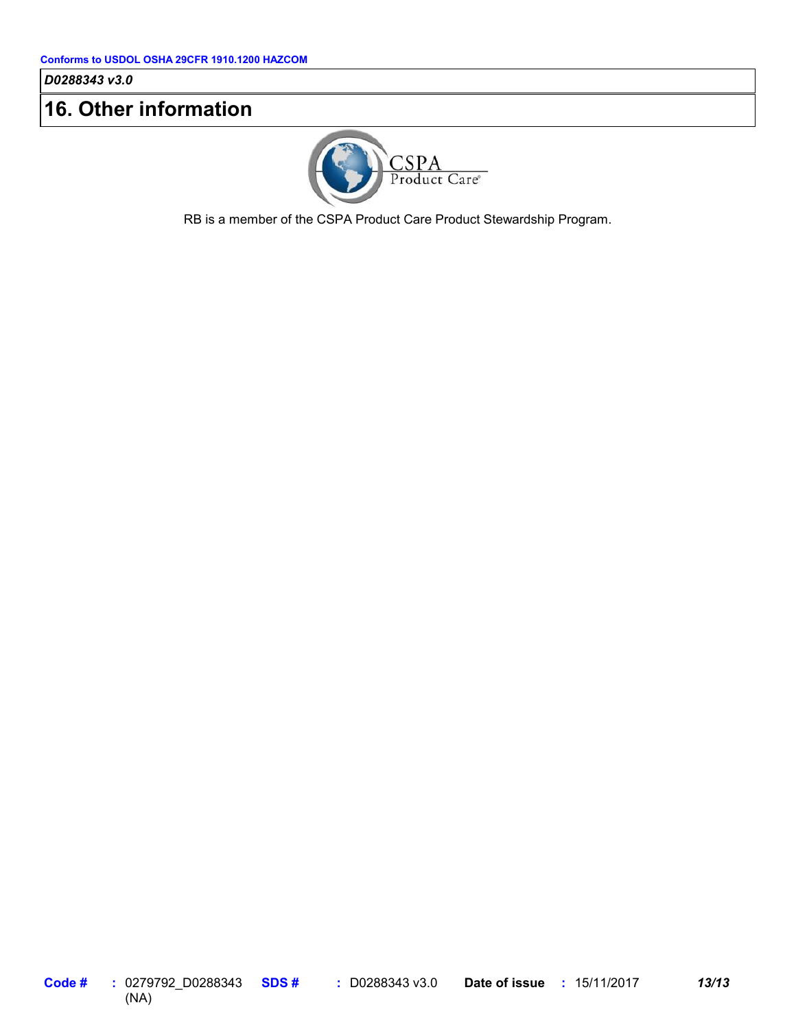## 16. Other information

RB is a member of the CSPA Product Care Product Stewardship Program.